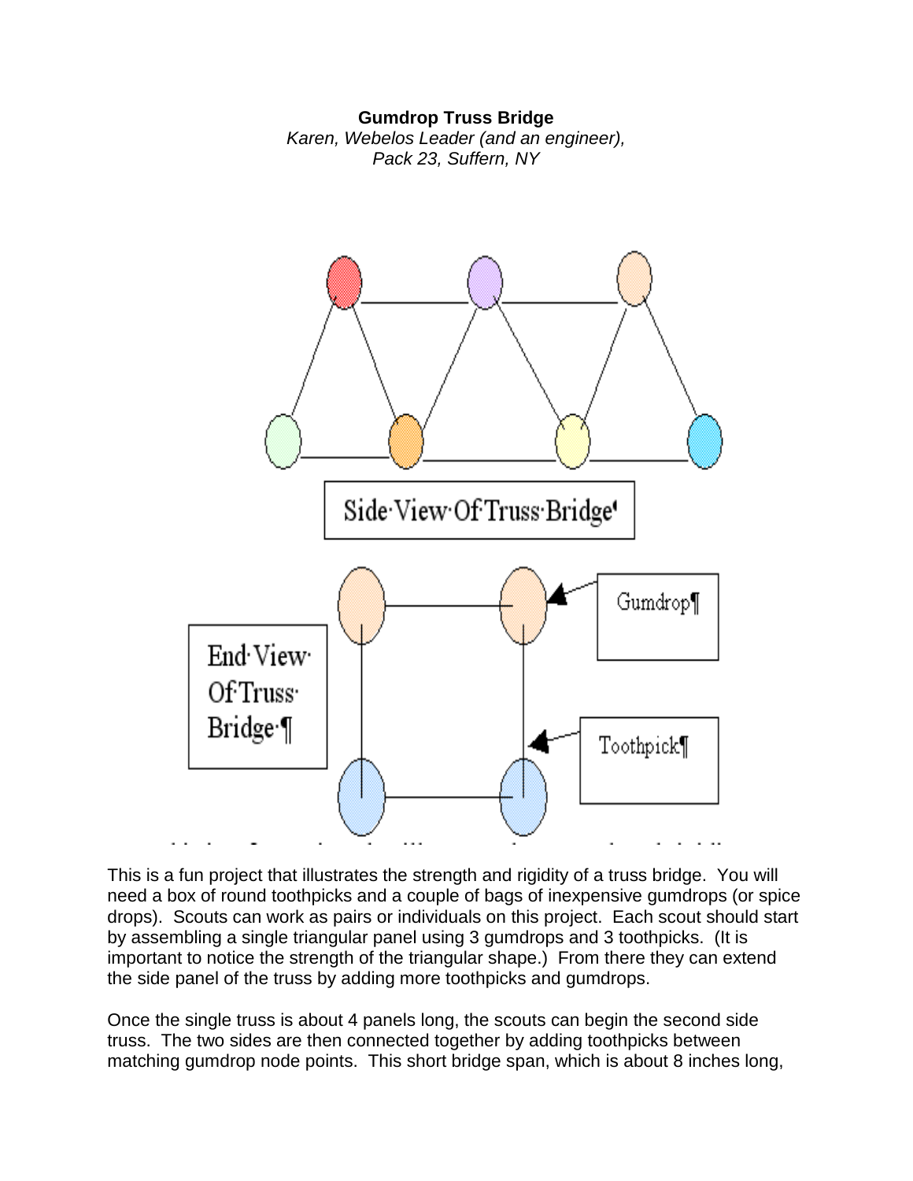**Gumdrop Truss Bridge**

*Karen, Webelos Leader (and an engineer), Pack 23, Suffern, NY*

Side View Of Truss Bridge

End View Of Truss Bridge

Gumdrop

Toothpick

This is a fun project that illustrates the strength and rigidity of a truss bridge. You will need a box of round toothpicks and a couple of bags of inexpensive gumdrops (or spice drops). Scouts can work as pairs or individuals on this project. Each scout should start by assembling a single triangular panel using 3 gumdrops and 3 toothpicks. (It is important to notice the strength of the triangular shape.) From there they can extend the side panel of the truss by adding more toothpicks and gumdrops.

Once the single truss is about 4 panels long, the scouts can begin the second side truss. The two sides are then connected together by adding toothpicks between matching gumdrop node points. This short bridge span, which is about 8 inches long,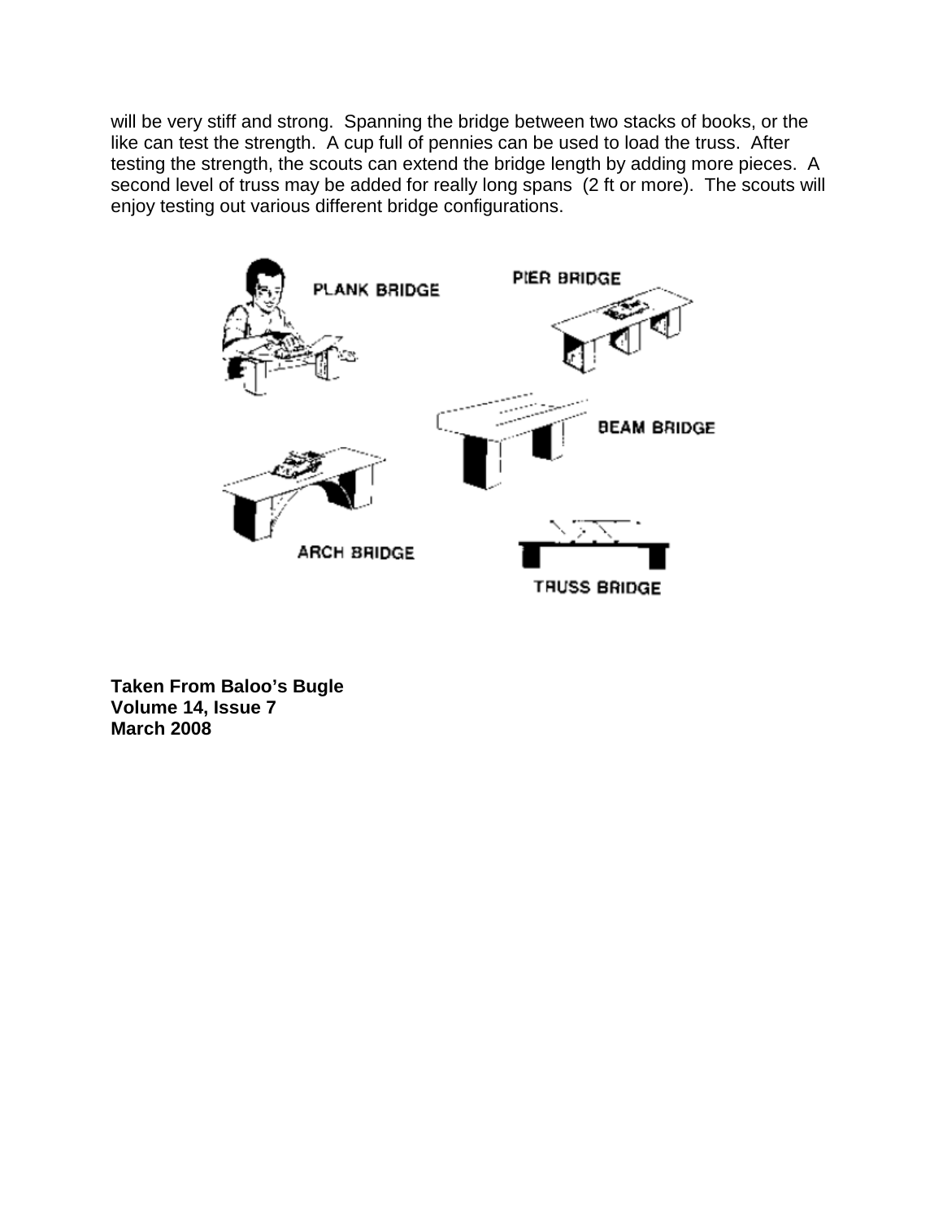will be very stiff and strong. Spanning the bridge between two stacks of books, or the like can test the strength. A cup full of pennies can be used to load the truss. After testing the strength, the scouts can extend the bridge length by adding more pieces. A second level of truss may be added for really long spans (2 ft or more). The scouts will enjoy testing out various different bridge configurations.

PLANK BRIDGE

PIER BRIDGE

BEAM BRIDGE

ARCH BRIDGE

TRUSS BRIDGE

**Taken From Baloo's Bugle**
**Volume 14, Issue 7**
**March 2008**